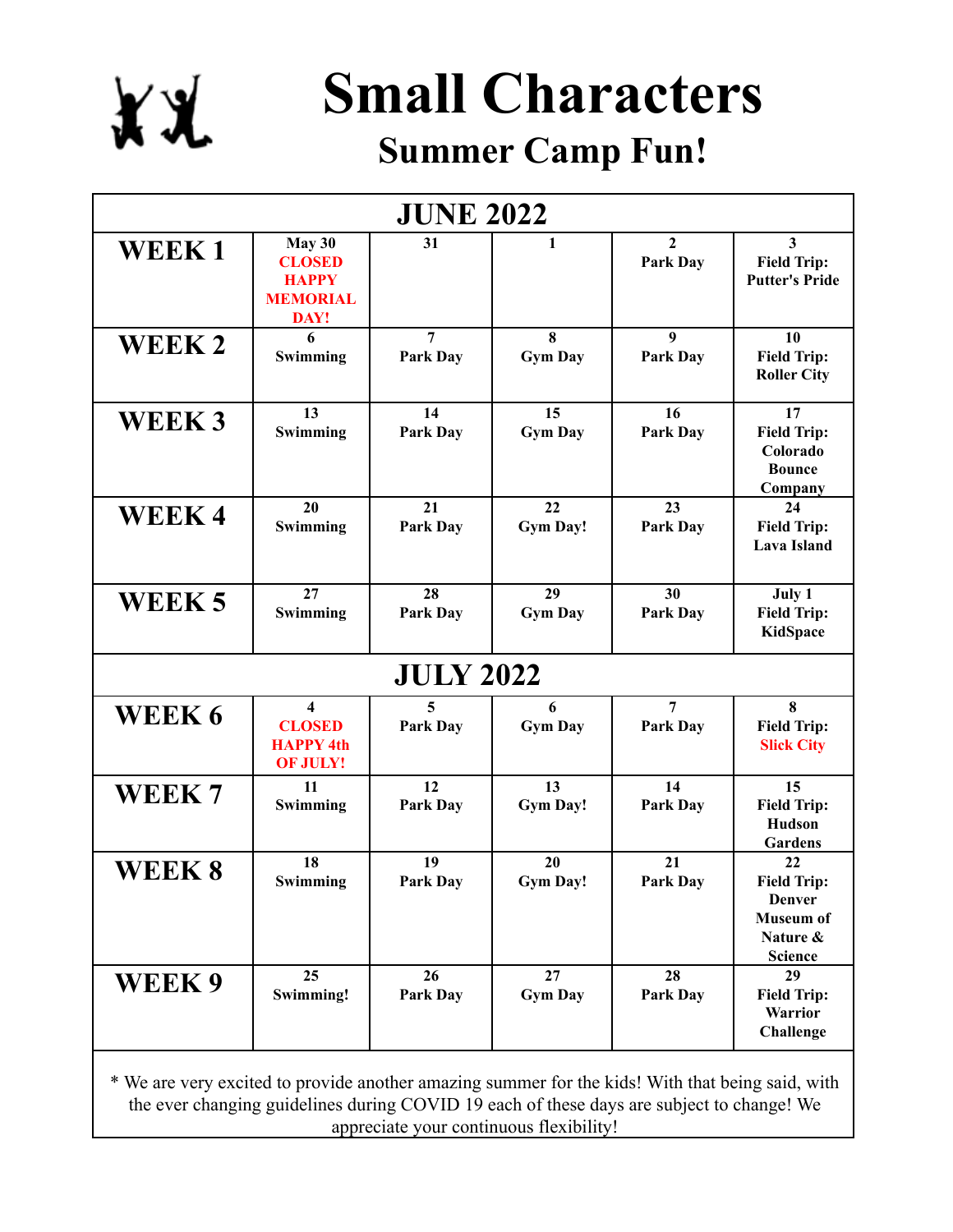# Small Characters

## Summer Camp Fun!

| JUNE 2022 | | | | | |
|---|---|---|---|---|---|
| **WEEK 1** | **May 30** **CLOSED HAPPY MEMORIAL DAY!** | **31** | **1** | **2** **Park Day** | **3** **Field Trip: Putter's Pride** |
| **WEEK 2** | **6** **Swimming** | **7** **Park Day** | **8** **Gym Day** | **9** **Park Day** | **10** **Field Trip: Roller City** |
| **WEEK 3** | **13** **Swimming** | **14** **Park Day** | **15** **Gym Day** | **16** **Park Day** | **17** **Field Trip: Colorado Bounce Company** |
| **WEEK 4** | **20** **Swimming** | **21** **Park Day** | **22** **Gym Day!** | **23** **Park Day** | **24** **Field Trip: Lava Island** |
| **WEEK 5** | **27** **Swimming** | **28** **Park Day** | **29** **Gym Day** | **30** **Park Day** | **July 1** **Field Trip: KidSpace** |
| **JULY 2022** | | | | | |
| **WEEK 6** | **4** **CLOSED HAPPY 4th OF JULY!** | **5** **Park Day** | **6** **Gym Day** | **7** **Park Day** | **8** **Field Trip: Slick City** |
| **WEEK 7** | **11** **Swimming** | **12** **Park Day** | **13** **Gym Day!** | **14** **Park Day** | **15** **Field Trip: Hudson Gardens** |
| **WEEK 8** | **18** **Swimming** | **19** **Park Day** | **20** **Gym Day!** | **21** **Park Day** | **22** **Field Trip: Denver Museum of Nature & Science** |
| **WEEK 9** | **25** **Swimming!** | **26** **Park Day** | **27** **Gym Day** | **28** **Park Day** | **29** **Field Trip: Warrior Challenge** |

* We are very excited to provide another amazing summer for the kids! With that being said, with the ever changing guidelines during COVID 19 each of these days are subject to change! We appreciate your continuous flexibility!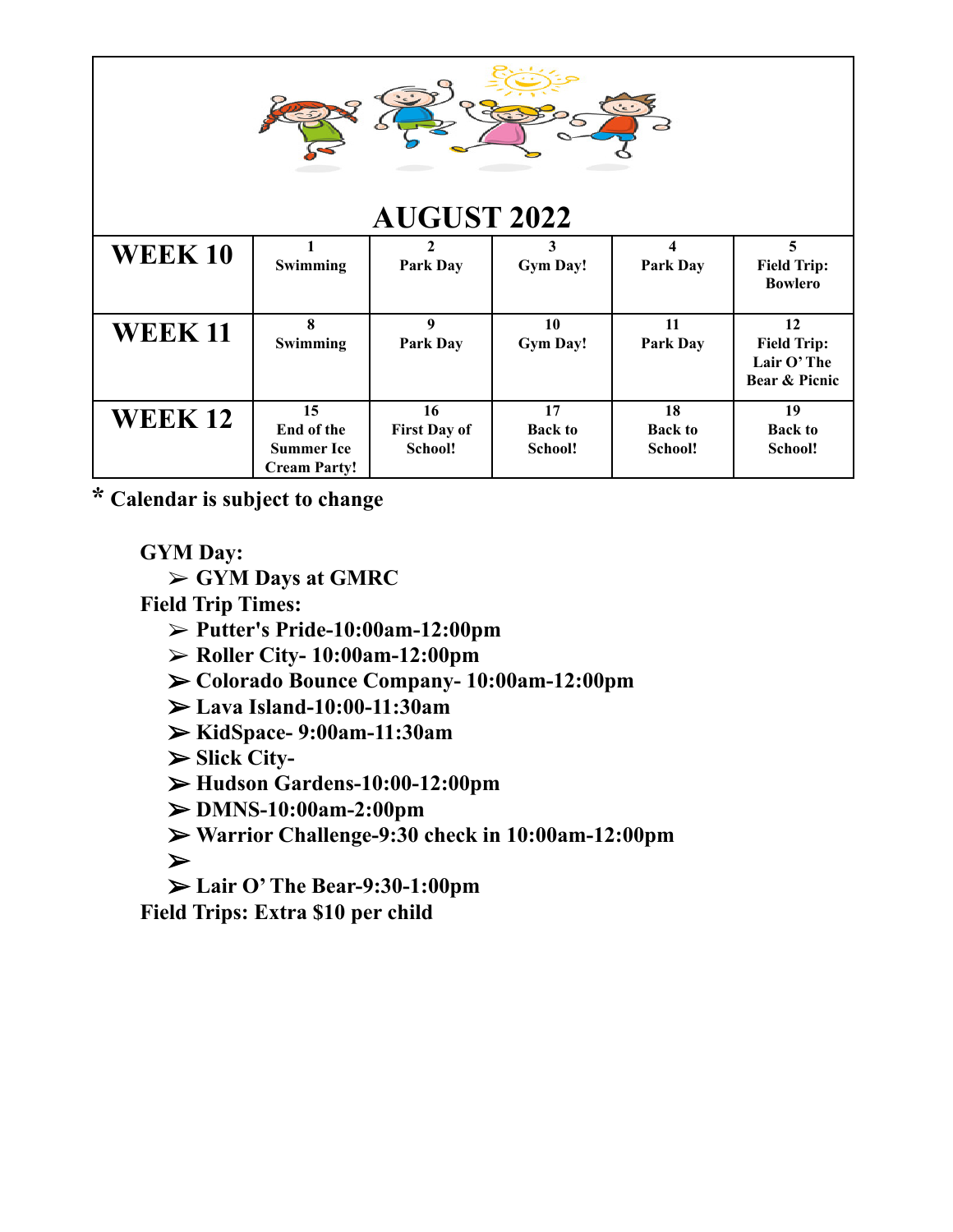# AUGUST 2022

| | | | | | |
|---|---|---|---|---|---|
| **WEEK 10** | **1** Swimming | **2** Park Day | **3** Gym Day! | **4** Park Day | **5** Field Trip: Bowlero |
| **WEEK 11** | **8** Swimming | **9** Park Day | **10** Gym Day! | **11** Park Day | **12** Field Trip: Lair O' The Bear & Picnic |
| **WEEK 12** | **15** End of the Summer Ice Cream Party! | **16** First Day of School! | **17** Back to School! | **18** Back to School! | **19** Back to School! |

**\* Calendar is subject to change**

**GYM Day:**
- ➢ **GYM Days at GMRC**

**Field Trip Times:**
- ➢ **Putter's Pride-10:00am-12:00pm**
- ➢ **Roller City- 10:00am-12:00pm**
- ➢ **Colorado Bounce Company- 10:00am-12:00pm**
- ➢ **Lava Island-10:00-11:30am**
- ➢ **KidSpace- 9:00am-11:30am**
- ➢ **Slick City-**
- ➢ **Hudson Gardens-10:00-12:00pm**
- ➢ **DMNS-10:00am-2:00pm**
- ➢ **Warrior Challenge-9:30 check in 10:00am-12:00pm**
- ➢
- ➢ **Lair O' The Bear-9:30-1:00pm**

**Field Trips: Extra $10 per child**